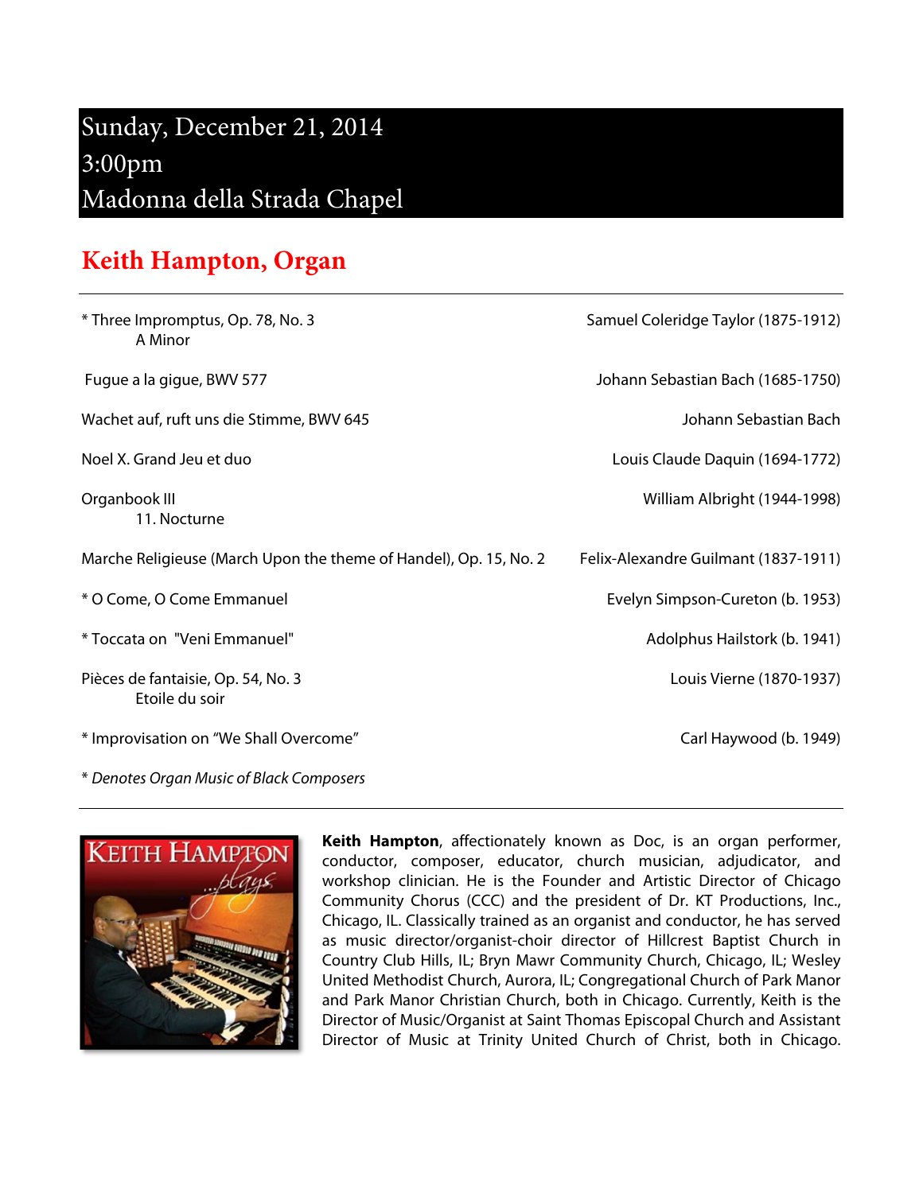Sunday, December 21, 2014
3:00pm
Madonna della Strada Chapel

## Keith Hampton, Organ

| Piece | Composer |
|---|---|
| * Three Impromptus, Op. 78, No. 3<br>A Minor | Samuel Coleridge Taylor (1875-1912) |
| Fugue a la gigue, BWV 577 | Johann Sebastian Bach (1685-1750) |
| Wachet auf, ruft uns die Stimme, BWV 645 | Johann Sebastian Bach |
| Noel X. Grand Jeu et duo | Louis Claude Daquin (1694-1772) |
| Organbook III<br>11. Nocturne | William Albright (1944-1998) |
| Marche Religieuse (March Upon the theme of Handel), Op. 15, No. 2 | Felix-Alexandre Guilmant (1837-1911) |
| * O Come, O Come Emmanuel | Evelyn Simpson-Cureton (b. 1953) |
| * Toccata on "Veni Emmanuel" | Adolphus Hailstork (b. 1941) |
| Pièces de fantaisie, Op. 54, No. 3<br>Etoile du soir | Louis Vierne (1870-1937) |
| * Improvisation on "We Shall Overcome" | Carl Haywood (b. 1949) |

* *Denotes Organ Music of Black Composers*

---

**Keith Hampton**, affectionately known as Doc, is an organ performer, conductor, composer, educator, church musician, adjudicator, and workshop clinician. He is the Founder and Artistic Director of Chicago Community Chorus (CCC) and the president of Dr. KT Productions, Inc., Chicago, IL. Classically trained as an organist and conductor, he has served as music director/organist-choir director of Hillcrest Baptist Church in Country Club Hills, IL; Bryn Mawr Community Church, Chicago, IL; Wesley United Methodist Church, Aurora, IL; Congregational Church of Park Manor and Park Manor Christian Church, both in Chicago. Currently, Keith is the Director of Music/Organist at Saint Thomas Episcopal Church and Assistant Director of Music at Trinity United Church of Christ, both in Chicago.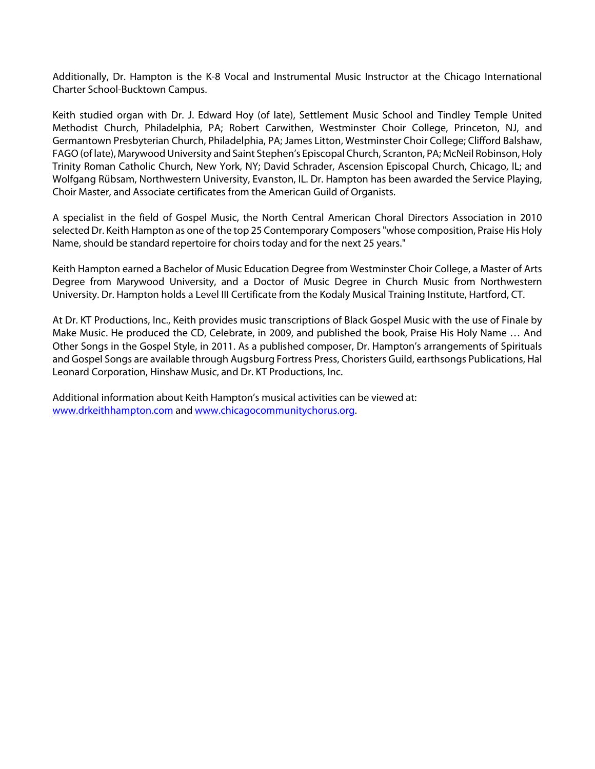Additionally, Dr. Hampton is the K-8 Vocal and Instrumental Music Instructor at the Chicago International Charter School-Bucktown Campus.

Keith studied organ with Dr. J. Edward Hoy (of late), Settlement Music School and Tindley Temple United Methodist Church, Philadelphia, PA; Robert Carwithen, Westminster Choir College, Princeton, NJ, and Germantown Presbyterian Church, Philadelphia, PA; James Litton, Westminster Choir College; Clifford Balshaw, FAGO (of late), Marywood University and Saint Stephen's Episcopal Church, Scranton, PA; McNeil Robinson, Holy Trinity Roman Catholic Church, New York, NY; David Schrader, Ascension Episcopal Church, Chicago, IL; and Wolfgang Rübsam, Northwestern University, Evanston, IL. Dr. Hampton has been awarded the Service Playing, Choir Master, and Associate certificates from the American Guild of Organists.

A specialist in the field of Gospel Music, the North Central American Choral Directors Association in 2010 selected Dr. Keith Hampton as one of the top 25 Contemporary Composers "whose composition, Praise His Holy Name, should be standard repertoire for choirs today and for the next 25 years."

Keith Hampton earned a Bachelor of Music Education Degree from Westminster Choir College, a Master of Arts Degree from Marywood University, and a Doctor of Music Degree in Church Music from Northwestern University. Dr. Hampton holds a Level III Certificate from the Kodaly Musical Training Institute, Hartford, CT.

At Dr. KT Productions, Inc., Keith provides music transcriptions of Black Gospel Music with the use of Finale by Make Music. He produced the CD, Celebrate, in 2009, and published the book, Praise His Holy Name … And Other Songs in the Gospel Style, in 2011. As a published composer, Dr. Hampton's arrangements of Spirituals and Gospel Songs are available through Augsburg Fortress Press, Choristers Guild, earthsongs Publications, Hal Leonard Corporation, Hinshaw Music, and Dr. KT Productions, Inc.

Additional information about Keith Hampton's musical activities can be viewed at:
[www.drkeithhampton.com](http://www.drkeithhampton.com) and [www.chicagocommunitychorus.org](http://www.chicagocommunitychorus.org).